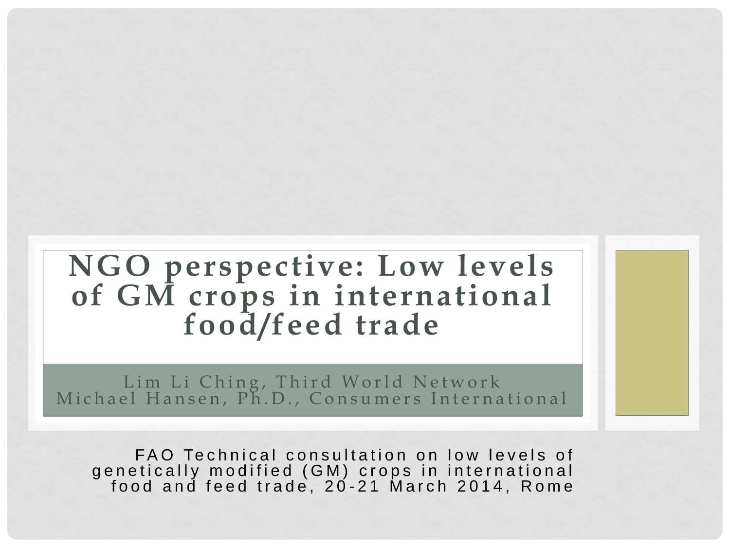# NGO perspective: Low levels of GM crops in international food/feed trade

Lim Li Ching, Third World Network
Michael Hansen, Ph.D., Consumers International

FAO Technical consultation on low levels of genetically modified (GM) crops in international food and feed trade, 20-21 March 2014, Rome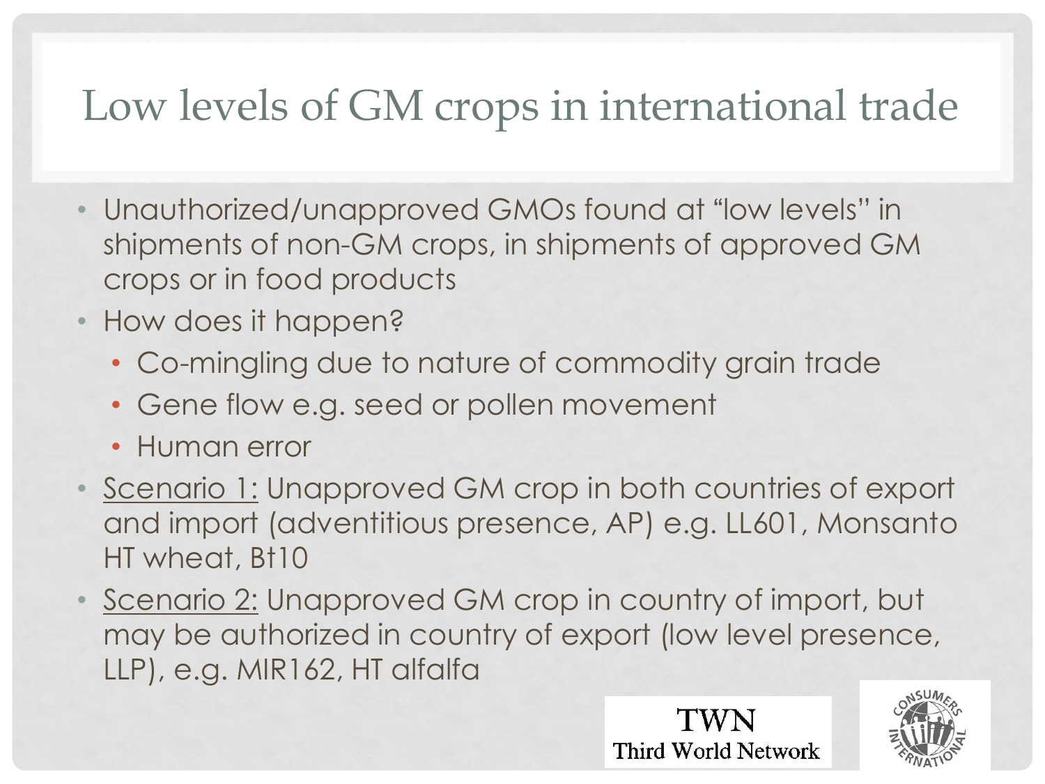# Low levels of GM crops in international trade

- Unauthorized/unapproved GMOs found at "low levels" in shipments of non-GM crops, in shipments of approved GM crops or in food products
- How does it happen?
  - Co-mingling due to nature of commodity grain trade
  - Gene flow e.g. seed or pollen movement
  - Human error
- <u>Scenario 1:</u> Unapproved GM crop in both countries of export and import (adventitious presence, AP) e.g. LL601, Monsanto HT wheat, Bt10
- <u>Scenario 2:</u> Unapproved GM crop in country of import, but may be authorized in country of export (low level presence, LLP), e.g. MIR162, HT alfalfa

TWN
Third World Network

CONSUMERS INTERNATIONAL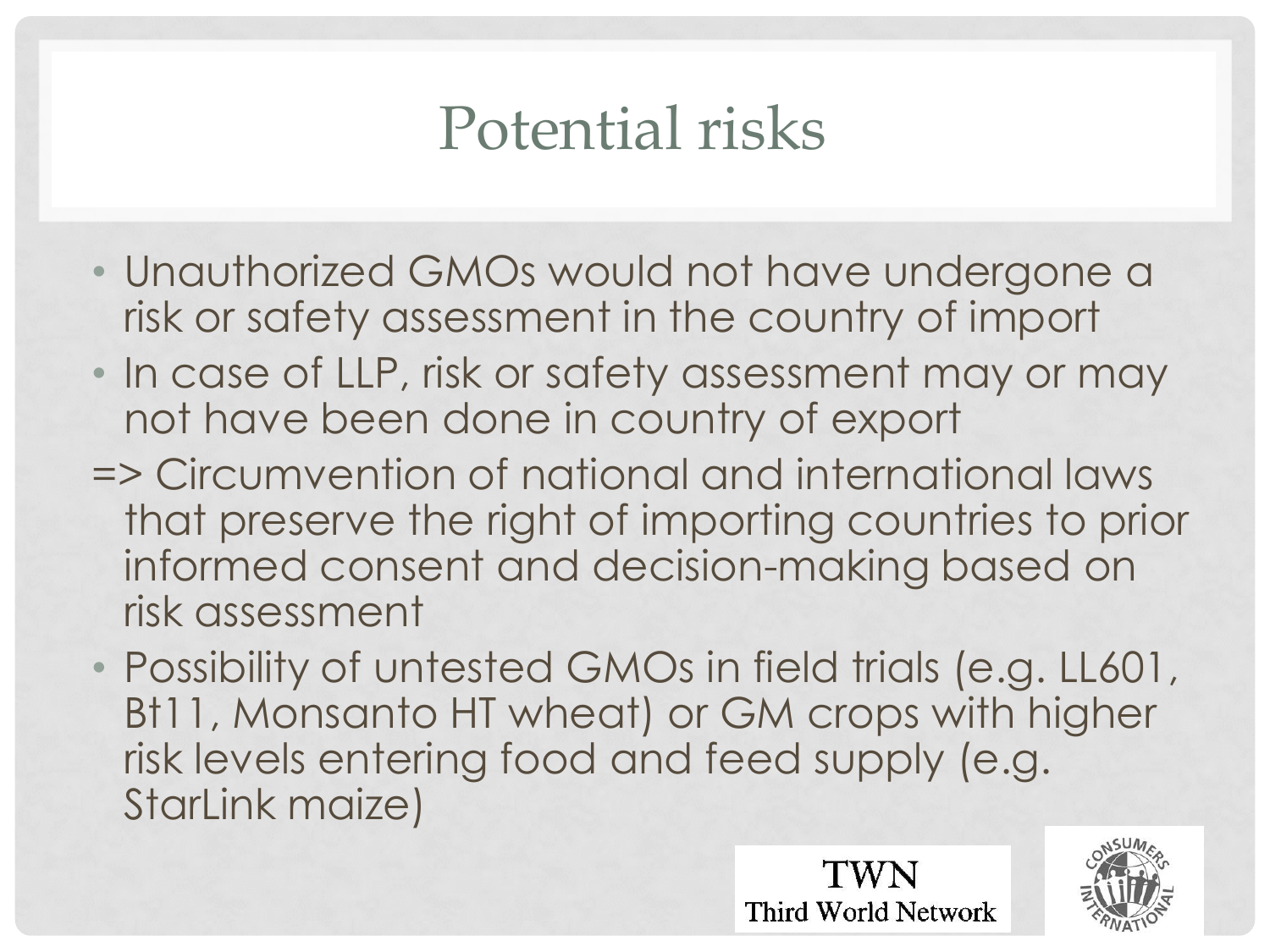# Potential risks

- Unauthorized GMOs would not have undergone a risk or safety assessment in the country of import
- In case of LLP, risk or safety assessment may or may not have been done in country of export

=> Circumvention of national and international laws that preserve the right of importing countries to prior informed consent and decision-making based on risk assessment

- Possibility of untested GMOs in field trials (e.g. LL601, Bt11, Monsanto HT wheat) or GM crops with higher risk levels entering food and feed supply (e.g. StarLink maize)

TWN
Third World Network

CONSUMERS INTERNATIONAL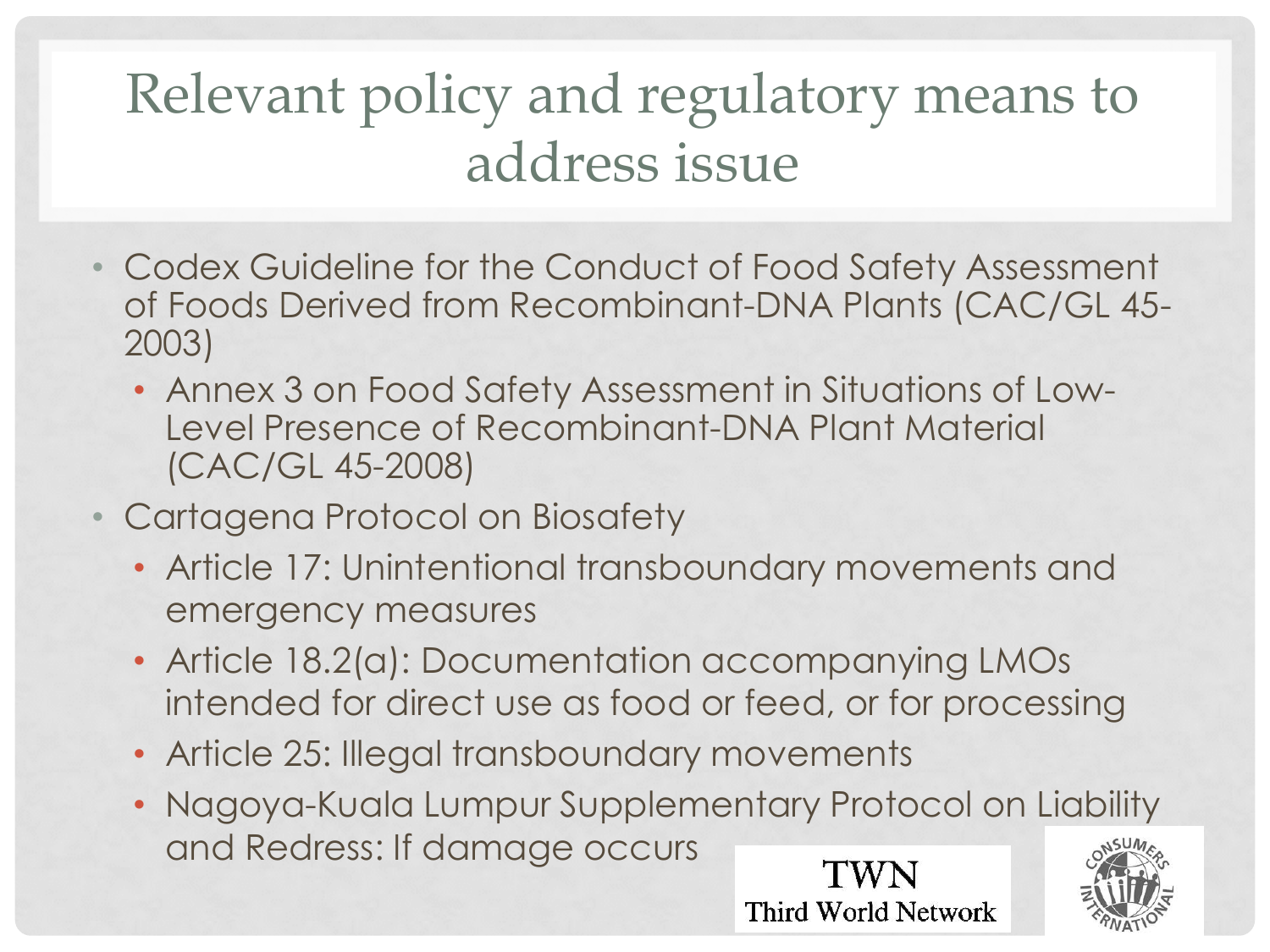# Relevant policy and regulatory means to address issue

- Codex Guideline for the Conduct of Food Safety Assessment of Foods Derived from Recombinant-DNA Plants (CAC/GL 45-2003)
  - Annex 3 on Food Safety Assessment in Situations of Low-Level Presence of Recombinant-DNA Plant Material (CAC/GL 45-2008)
- Cartagena Protocol on Biosafety
  - Article 17: Unintentional transboundary movements and emergency measures
  - Article 18.2(a): Documentation accompanying LMOs intended for direct use as food or feed, or for processing
  - Article 25: Illegal transboundary movements
  - Nagoya-Kuala Lumpur Supplementary Protocol on Liability and Redress: If damage occurs

TWN
Third World Network

Consumers International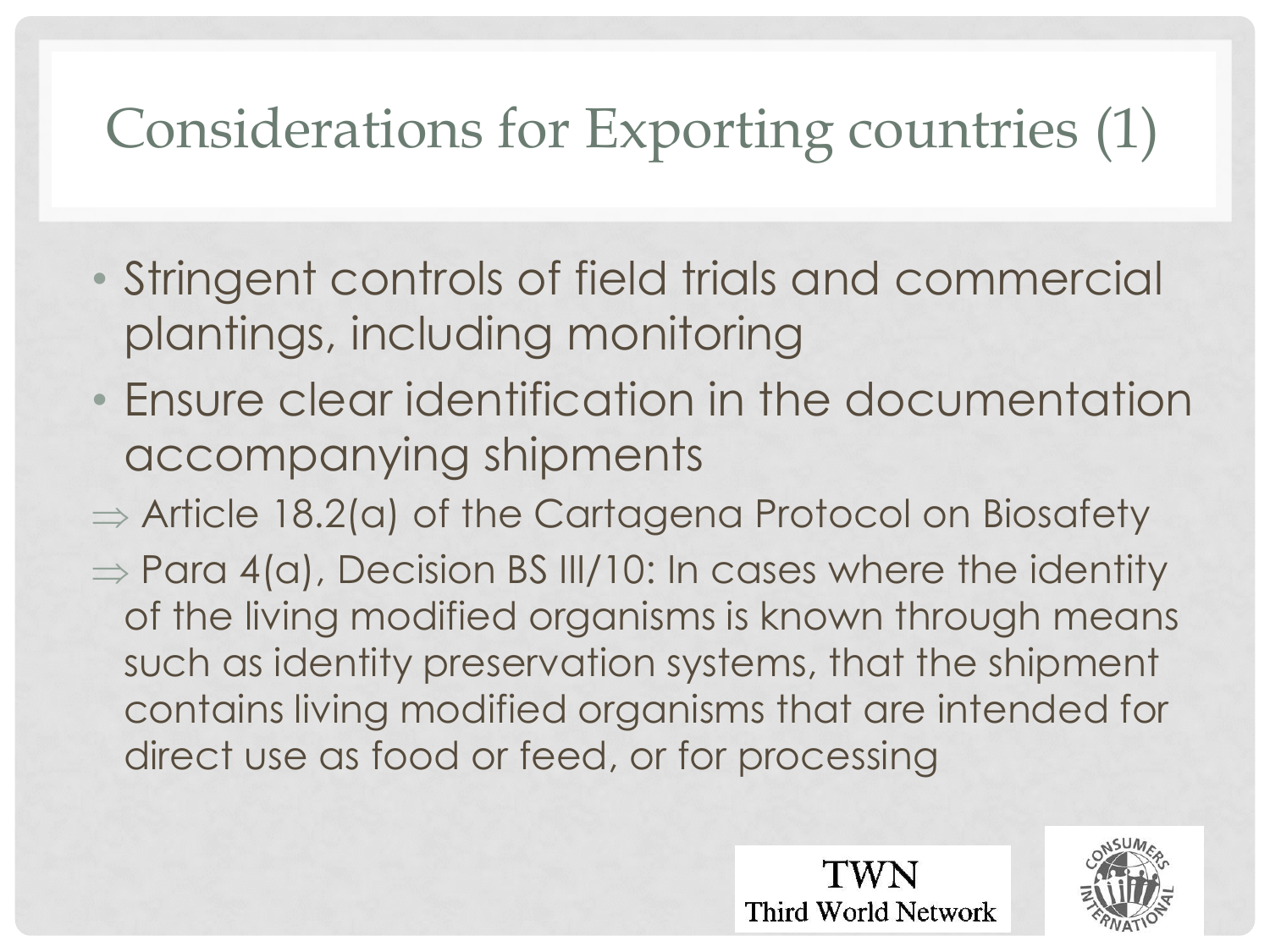# Considerations for Exporting countries (1)

- Stringent controls of field trials and commercial plantings, including monitoring
- Ensure clear identification in the documentation accompanying shipments

⇒ Article 18.2(a) of the Cartagena Protocol on Biosafety

⇒ Para 4(a), Decision BS III/10: In cases where the identity of the living modified organisms is known through means such as identity preservation systems, that the shipment contains living modified organisms that are intended for direct use as food or feed, or for processing

TWN
Third World Network

CONSUMERS INTERNATIONAL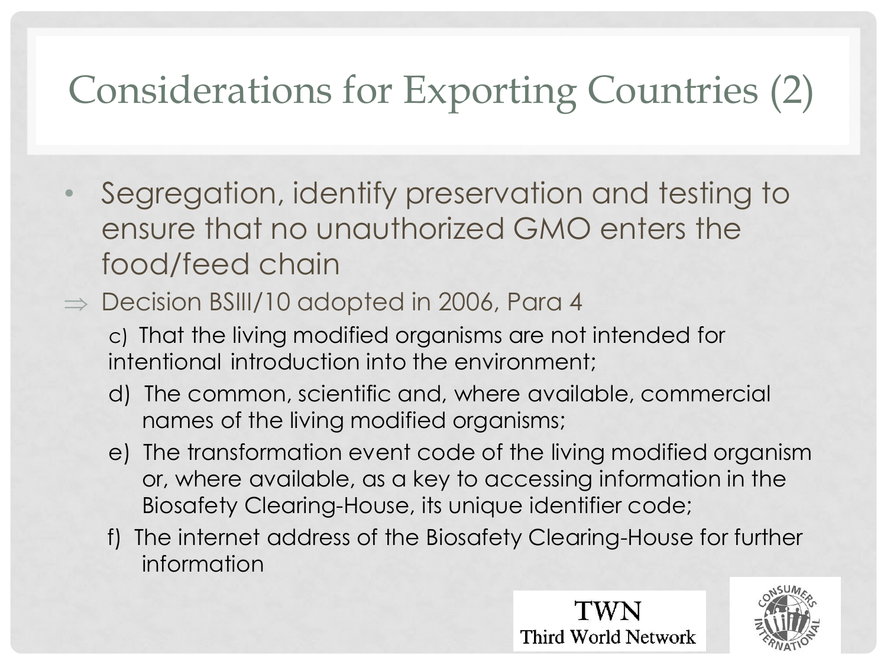# Considerations for Exporting Countries (2)

- Segregation, identify preservation and testing to ensure that no unauthorized GMO enters the food/feed chain

⇒ Decision BSIII/10 adopted in 2006, Para 4

c) That the living modified organisms are not intended for intentional introduction into the environment;

d) The common, scientific and, where available, commercial names of the living modified organisms;

e) The transformation event code of the living modified organism or, where available, as a key to accessing information in the Biosafety Clearing-House, its unique identifier code;

f) The internet address of the Biosafety Clearing-House for further information

TWN
Third World Network

CONSUMERS INTERNATIONAL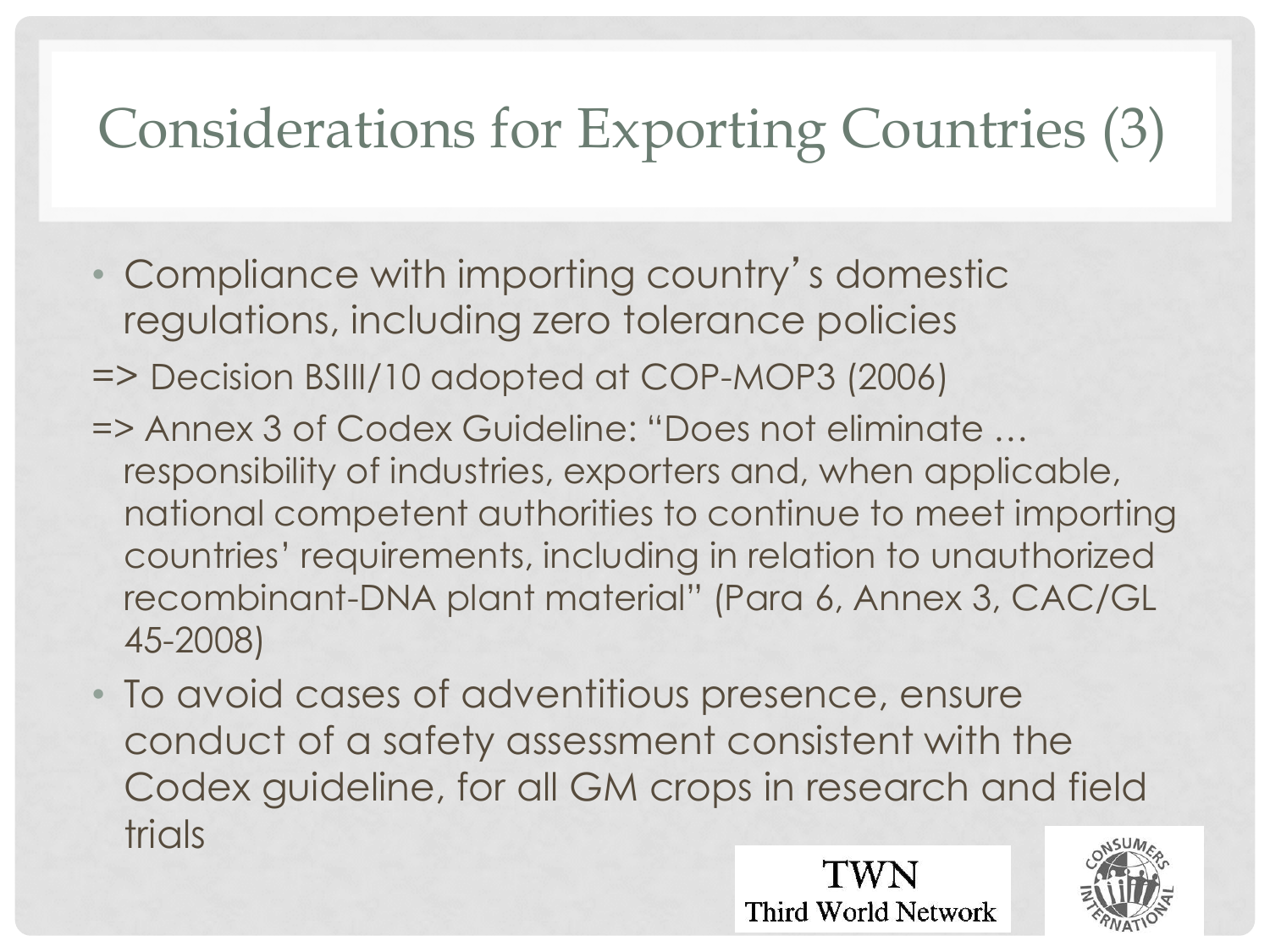# Considerations for Exporting Countries (3)

- Compliance with importing country's domestic regulations, including zero tolerance policies

=> Decision BSIII/10 adopted at COP-MOP3 (2006)

=> Annex 3 of Codex Guideline: "Does not eliminate … responsibility of industries, exporters and, when applicable, national competent authorities to continue to meet importing countries' requirements, including in relation to unauthorized recombinant-DNA plant material" (Para 6, Annex 3, CAC/GL 45-2008)

- To avoid cases of adventitious presence, ensure conduct of a safety assessment consistent with the Codex guideline, for all GM crops in research and field trials

TWN
Third World Network

CONSUMERS INTERNATIONAL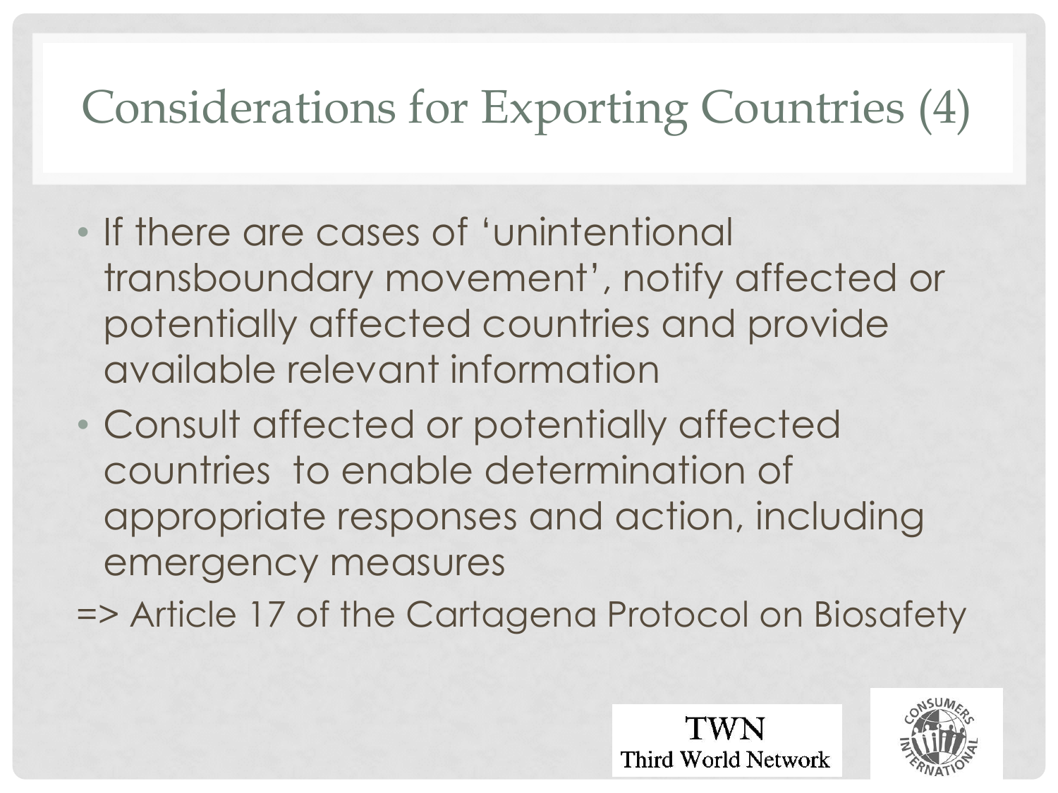# Considerations for Exporting Countries (4)

- If there are cases of 'unintentional transboundary movement', notify affected or potentially affected countries and provide available relevant information
- Consult affected or potentially affected countries to enable determination of appropriate responses and action, including emergency measures

=> Article 17 of the Cartagena Protocol on Biosafety

TWN
Third World Network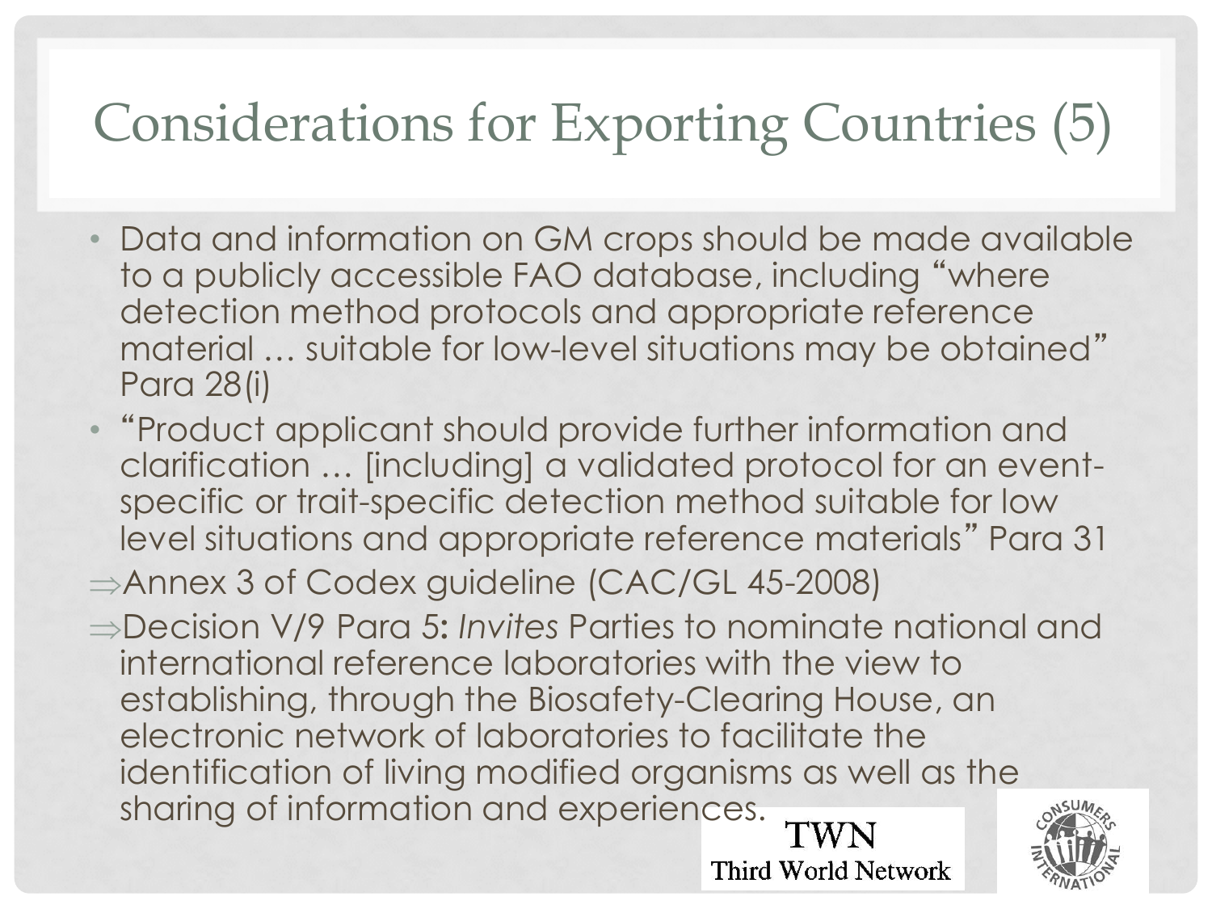# Considerations for Exporting Countries (5)

- Data and information on GM crops should be made available to a publicly accessible FAO database, including "where detection method protocols and appropriate reference material … suitable for low-level situations may be obtained" Para 28(i)
- "Product applicant should provide further information and clarification … [including] a validated protocol for an event-specific or trait-specific detection method suitable for low level situations and appropriate reference materials" Para 31

⇒Annex 3 of Codex guideline (CAC/GL 45-2008)

⇒Decision V/9 Para 5**:** *Invites* Parties to nominate national and international reference laboratories with the view to establishing, through the Biosafety-Clearing House, an electronic network of laboratories to facilitate the identification of living modified organisms as well as the sharing of information and experiences.

TWN
Third World Network

CONSUMERS INTERNATIONAL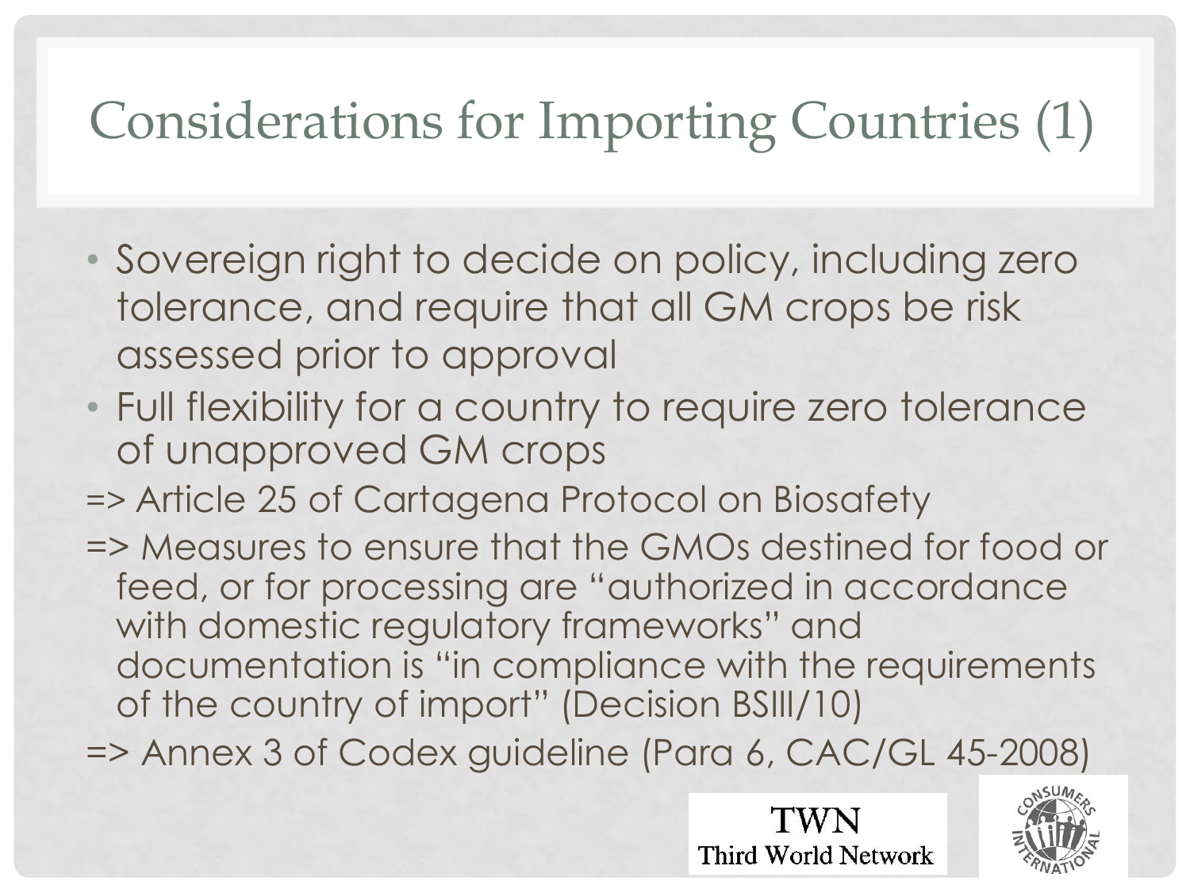# Considerations for Importing Countries (1)

- Sovereign right to decide on policy, including zero tolerance, and require that all GM crops be risk assessed prior to approval
- Full flexibility for a country to require zero tolerance of unapproved GM crops

=> Article 25 of Cartagena Protocol on Biosafety

=> Measures to ensure that the GMOs destined for food or feed, or for processing are "authorized in accordance with domestic regulatory frameworks" and documentation is "in compliance with the requirements of the country of import" (Decision BSIII/10)

=> Annex 3 of Codex guideline (Para 6, CAC/GL 45-2008)

TWN
Third World Network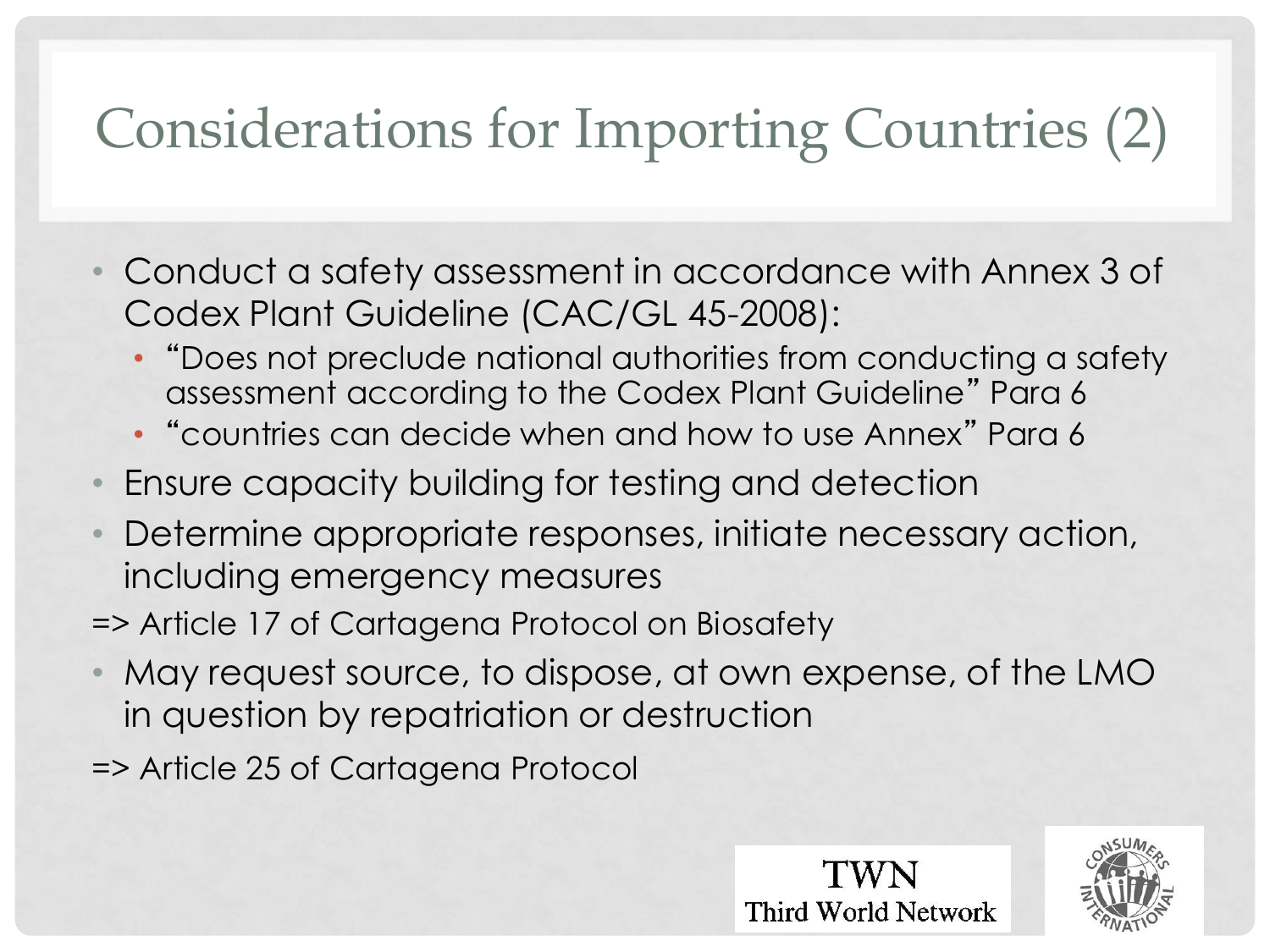# Considerations for Importing Countries (2)

- Conduct a safety assessment in accordance with Annex 3 of Codex Plant Guideline (CAC/GL 45-2008):
  - “Does not preclude national authorities from conducting a safety assessment according to the Codex Plant Guideline” Para 6
  - “countries can decide when and how to use Annex” Para 6
- Ensure capacity building for testing and detection
- Determine appropriate responses, initiate necessary action, including emergency measures

=> Article 17 of Cartagena Protocol on Biosafety

- May request source, to dispose, at own expense, of the LMO in question by repatriation or destruction

=> Article 25 of Cartagena Protocol

TWN
Third World Network

CONSUMERS INTERNATIONAL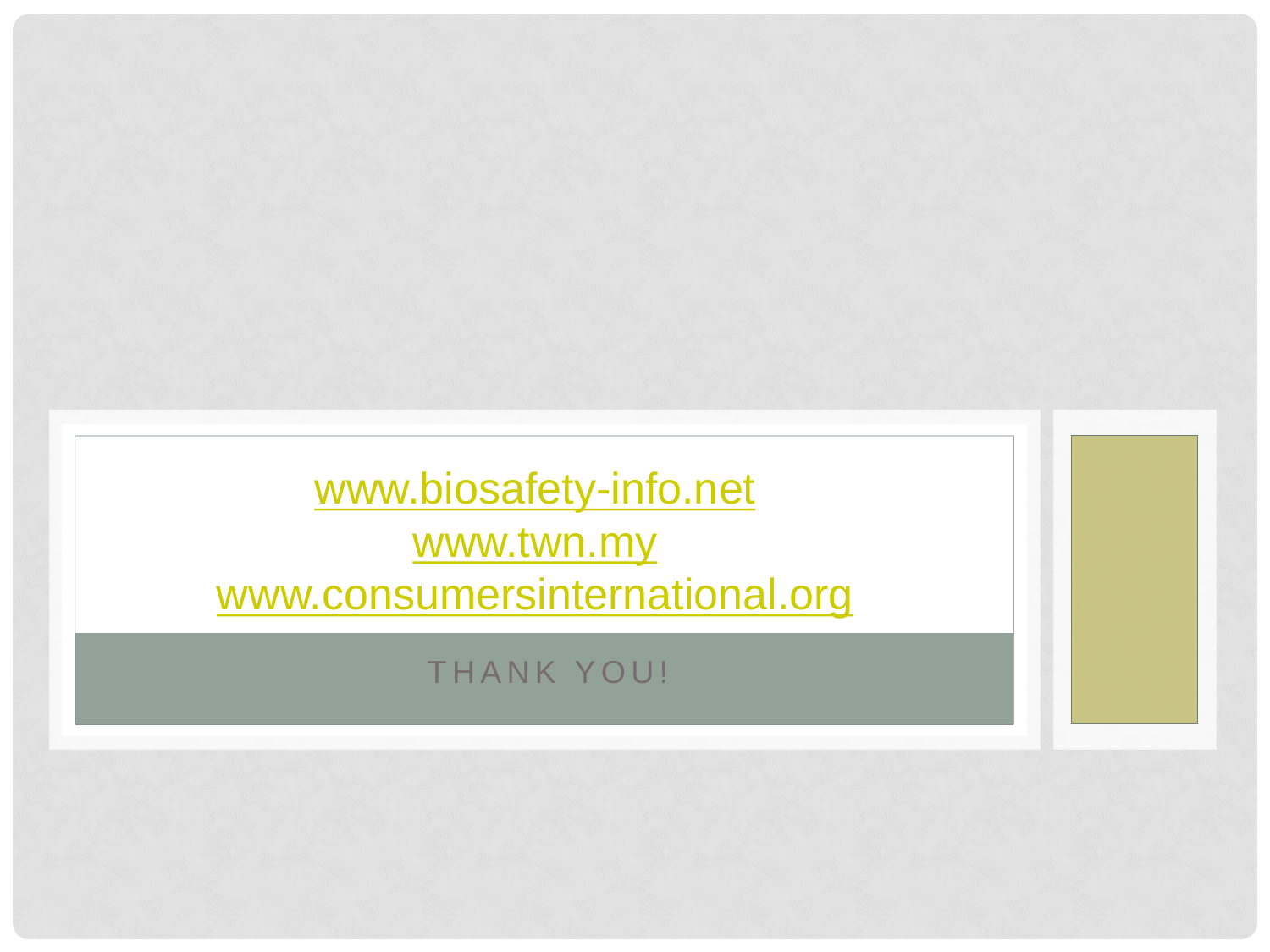www.biosafety-info.net
www.twn.my
www.consumersinternational.org

# THANK YOU!